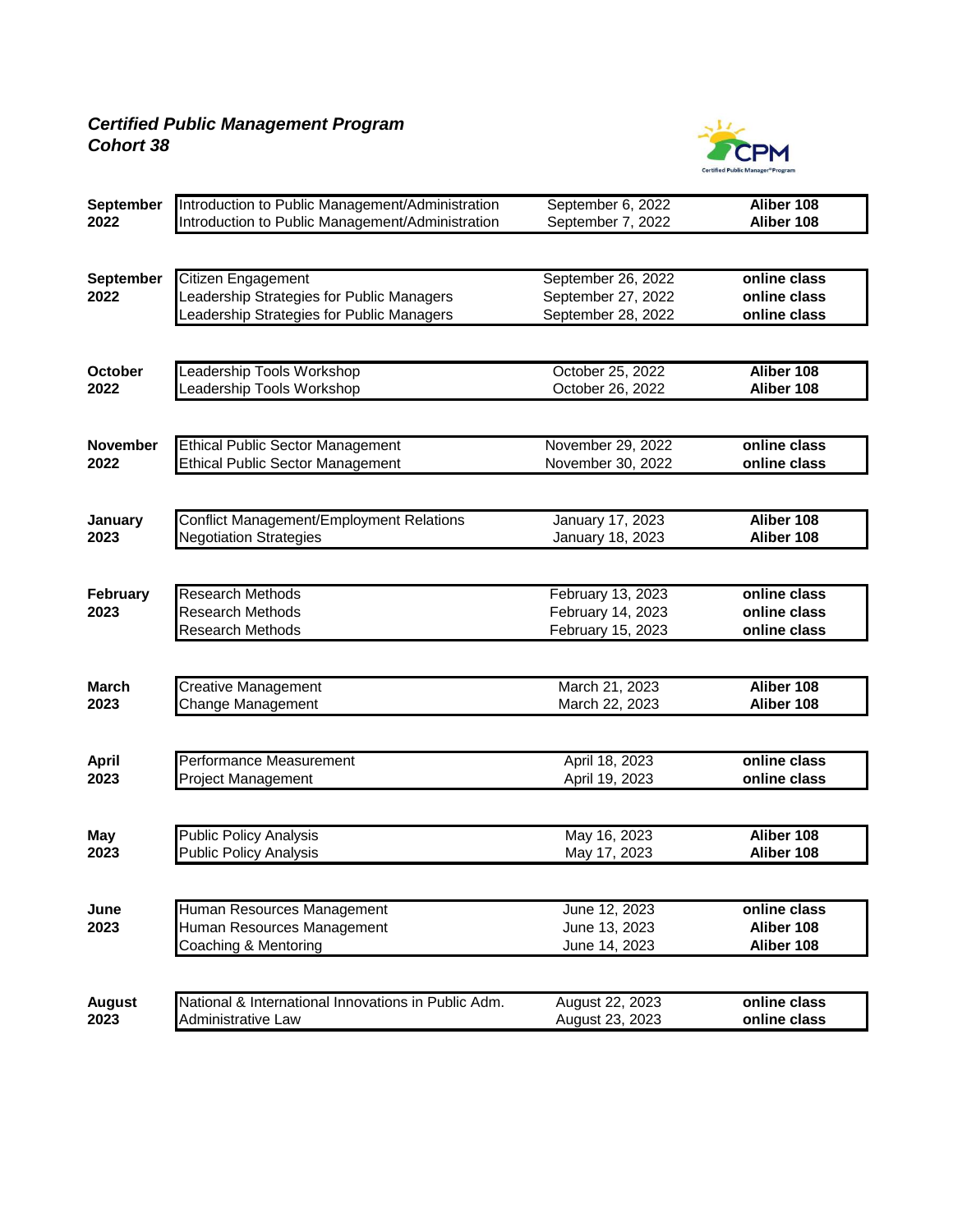***Certified Public Management Program***
***Cohort 38***

| Month | Course | Date | Location |
|---|---|---|---|
| **September 2022** | Introduction to Public Management/Administration | September 6, 2022 | **Aliber 108** |
| | Introduction to Public Management/Administration | September 7, 2022 | **Aliber 108** |
| **September 2022** | Citizen Engagement | September 26, 2022 | **online class** |
| | Leadership Strategies for Public Managers | September 27, 2022 | **online class** |
| | Leadership Strategies for Public Managers | September 28, 2022 | **online class** |
| **October 2022** | Leadership Tools Workshop | October 25, 2022 | **Aliber 108** |
| | Leadership Tools Workshop | October 26, 2022 | **Aliber 108** |
| **November 2022** | Ethical Public Sector Management | November 29, 2022 | **online class** |
| | Ethical Public Sector Management | November 30, 2022 | **online class** |
| **January 2023** | Conflict Management/Employment Relations | January 17, 2023 | **Aliber 108** |
| | Negotiation Strategies | January 18, 2023 | **Aliber 108** |
| **February 2023** | Research Methods | February 13, 2023 | **online class** |
| | Research Methods | February 14, 2023 | **online class** |
| | Research Methods | February 15, 2023 | **online class** |
| **March 2023** | Creative Management | March 21, 2023 | **Aliber 108** |
| | Change Management | March 22, 2023 | **Aliber 108** |
| **April 2023** | Performance Measurement | April 18, 2023 | **online class** |
| | Project Management | April 19, 2023 | **online class** |
| **May 2023** | Public Policy Analysis | May 16, 2023 | **Aliber 108** |
| | Public Policy Analysis | May 17, 2023 | **Aliber 108** |
| **June 2023** | Human Resources Management | June 12, 2023 | **online class** |
| | Human Resources Management | June 13, 2023 | **Aliber 108** |
| | Coaching & Mentoring | June 14, 2023 | **Aliber 108** |
| **August 2023** | National & International Innovations in Public Adm. | August 22, 2023 | **online class** |
| | Administrative Law | August 23, 2023 | **online class** |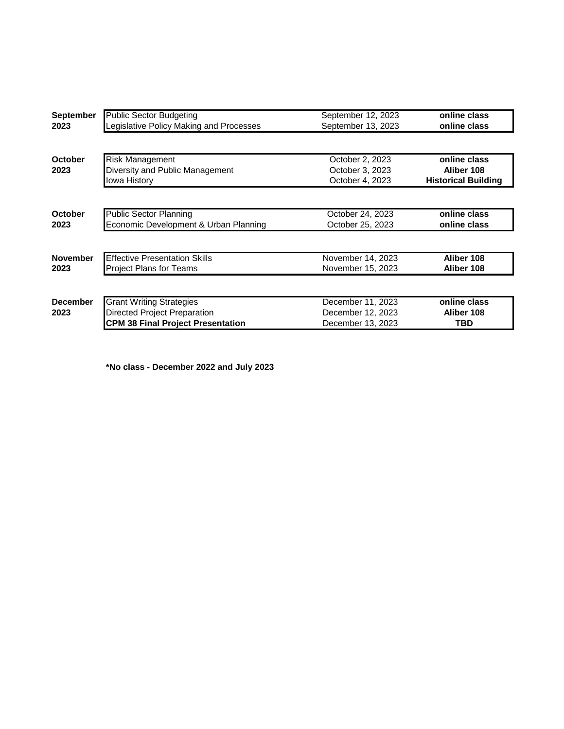| | | | |
|---|---|---|---|
| **September 2023** | Public Sector Budgeting | September 12, 2023 | **online class** |
| | Legislative Policy Making and Processes | September 13, 2023 | **online class** |
| **October 2023** | Risk Management | October 2, 2023 | **online class** |
| | Diversity and Public Management | October 3, 2023 | **Aliber 108** |
| | Iowa History | October 4, 2023 | **Historical Building** |
| **October 2023** | Public Sector Planning | October 24, 2023 | **online class** |
| | Economic Development & Urban Planning | October 25, 2023 | **online class** |
| **November 2023** | Effective Presentation Skills | November 14, 2023 | **Aliber 108** |
| | Project Plans for Teams | November 15, 2023 | **Aliber 108** |
| **December 2023** | Grant Writing Strategies | December 11, 2023 | **online class** |
| | Directed Project Preparation | December 12, 2023 | **Aliber 108** |
| | **CPM 38 Final Project Presentation** | December 13, 2023 | **TBD** |

**\*No class - December 2022 and July 2023**